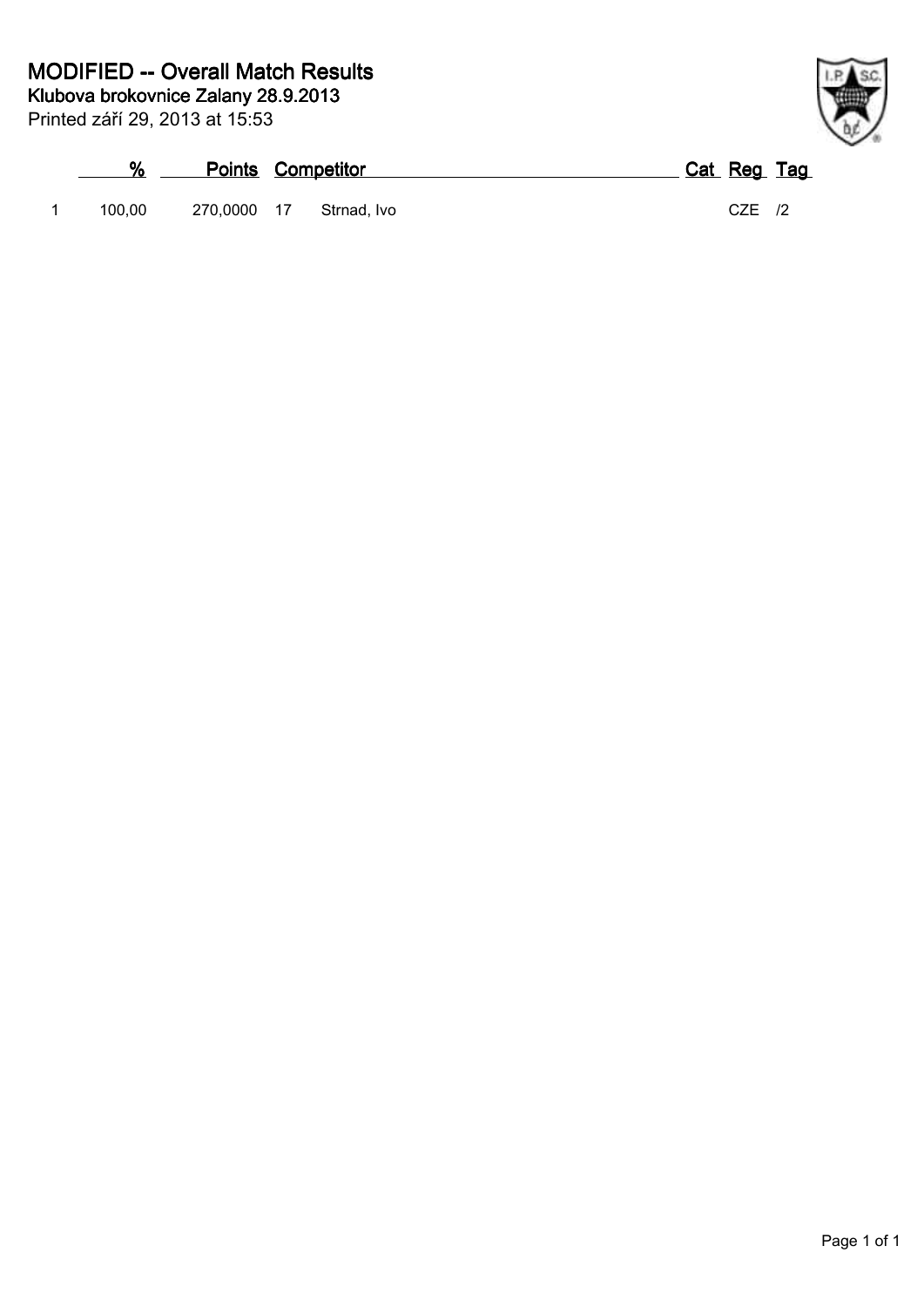# MODIFIED -- Overall Match Results

**Klubova brokovnice Zalany 28.9.2013**

Printed září 29, 2013 at 15:53

| | % | Points | Competitor | | Cat | Reg | Tag |
|---|---|---|---|---|---|---|---|
| 1 | 100,00 | 270,0000 | 17 | Strnad, Ivo | | CZE | /2 |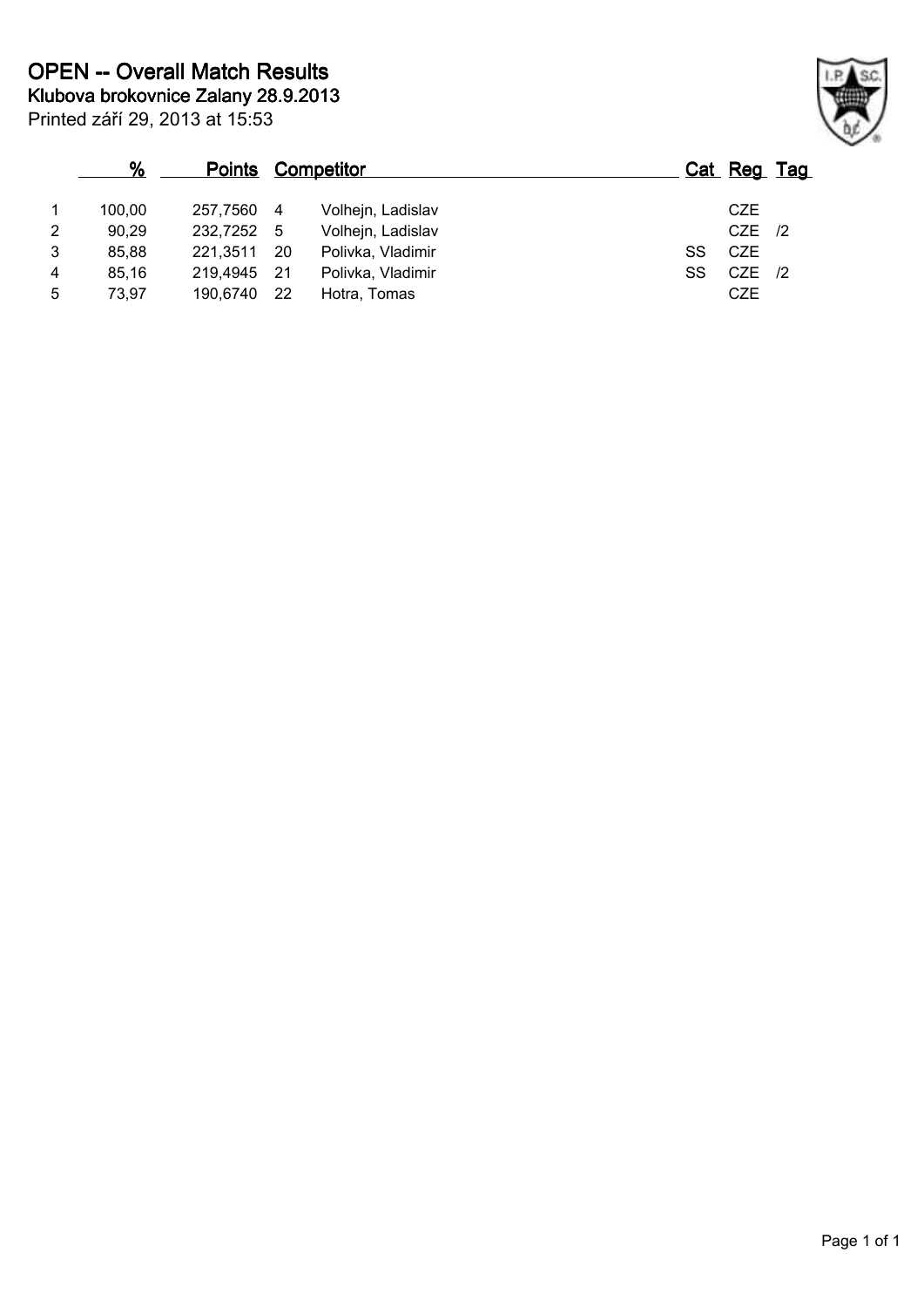# OPEN -- Overall Match Results

**Klubova brokovnice Zalany 28.9.2013**

Printed září 29, 2013 at 15:53

| | % | Points | Competitor | | Cat | Reg | Tag |
|---|---|---|---|---|---|---|---|
| 1 | 100,00 | 257,7560 | 4 | Volhejn, Ladislav | | CZE | |
| 2 | 90,29 | 232,7252 | 5 | Volhejn, Ladislav | | CZE | /2 |
| 3 | 85,88 | 221,3511 | 20 | Polivka, Vladimir | SS | CZE | |
| 4 | 85,16 | 219,4945 | 21 | Polivka, Vladimir | SS | CZE | /2 |
| 5 | 73,97 | 190,6740 | 22 | Hotra, Tomas | | CZE | |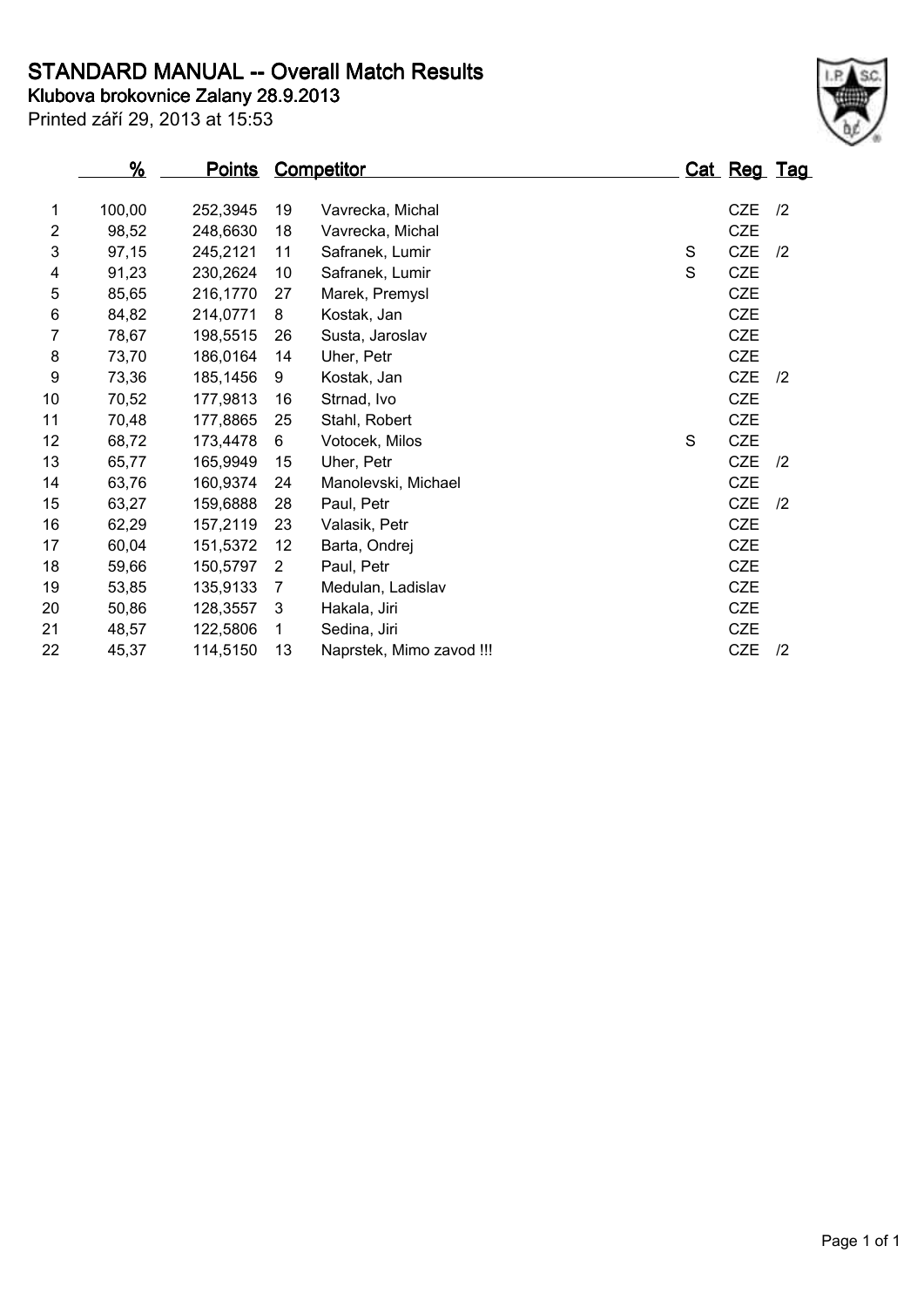# STANDARD MANUAL -- Overall Match Results

**Klubova brokovnice Zalany 28.9.2013**

Printed září 29, 2013 at 15:53

| | % | Points | Competitor | | Cat | Reg | Tag |
|---|---|---|---|---|---|---|---|
| 1 | 100,00 | 252,3945 | 19 | Vavrecka, Michal | | CZE | /2 |
| 2 | 98,52 | 248,6630 | 18 | Vavrecka, Michal | | CZE | |
| 3 | 97,15 | 245,2121 | 11 | Safranek, Lumir | S | CZE | /2 |
| 4 | 91,23 | 230,2624 | 10 | Safranek, Lumir | S | CZE | |
| 5 | 85,65 | 216,1770 | 27 | Marek, Premysl | | CZE | |
| 6 | 84,82 | 214,0771 | 8 | Kostak, Jan | | CZE | |
| 7 | 78,67 | 198,5515 | 26 | Susta, Jaroslav | | CZE | |
| 8 | 73,70 | 186,0164 | 14 | Uher, Petr | | CZE | |
| 9 | 73,36 | 185,1456 | 9 | Kostak, Jan | | CZE | /2 |
| 10 | 70,52 | 177,9813 | 16 | Strnad, Ivo | | CZE | |
| 11 | 70,48 | 177,8865 | 25 | Stahl, Robert | | CZE | |
| 12 | 68,72 | 173,4478 | 6 | Votocek, Milos | S | CZE | |
| 13 | 65,77 | 165,9949 | 15 | Uher, Petr | | CZE | /2 |
| 14 | 63,76 | 160,9374 | 24 | Manolevski, Michael | | CZE | |
| 15 | 63,27 | 159,6888 | 28 | Paul, Petr | | CZE | /2 |
| 16 | 62,29 | 157,2119 | 23 | Valasik, Petr | | CZE | |
| 17 | 60,04 | 151,5372 | 12 | Barta, Ondrej | | CZE | |
| 18 | 59,66 | 150,5797 | 2 | Paul, Petr | | CZE | |
| 19 | 53,85 | 135,9133 | 7 | Medulan, Ladislav | | CZE | |
| 20 | 50,86 | 128,3557 | 3 | Hakala, Jiri | | CZE | |
| 21 | 48,57 | 122,5806 | 1 | Sedina, Jiri | | CZE | |
| 22 | 45,37 | 114,5150 | 13 | Naprstek, Mimo zavod !!! | | CZE | /2 |